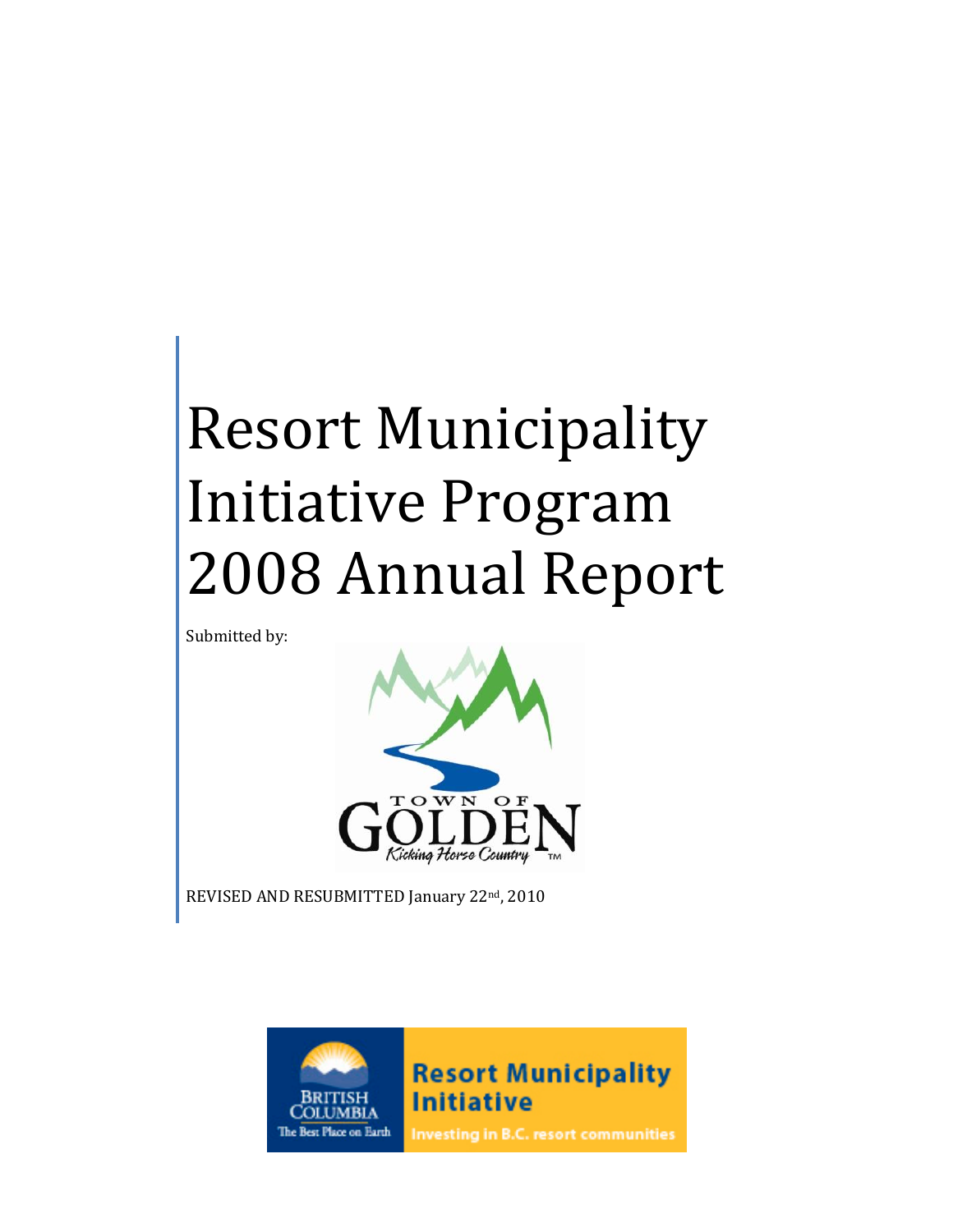# Resort Municipality Initiative Program 2008 Annual Report

Submitted by:

TOWN OF GOLDEN

*Kicking Horse Country*™

REVISED AND RESUBMITTED January 22nd, 2010

BRITISH COLUMBIA
The Best Place on Earth

Resort Municipality Initiative
Investing in B.C. resort communities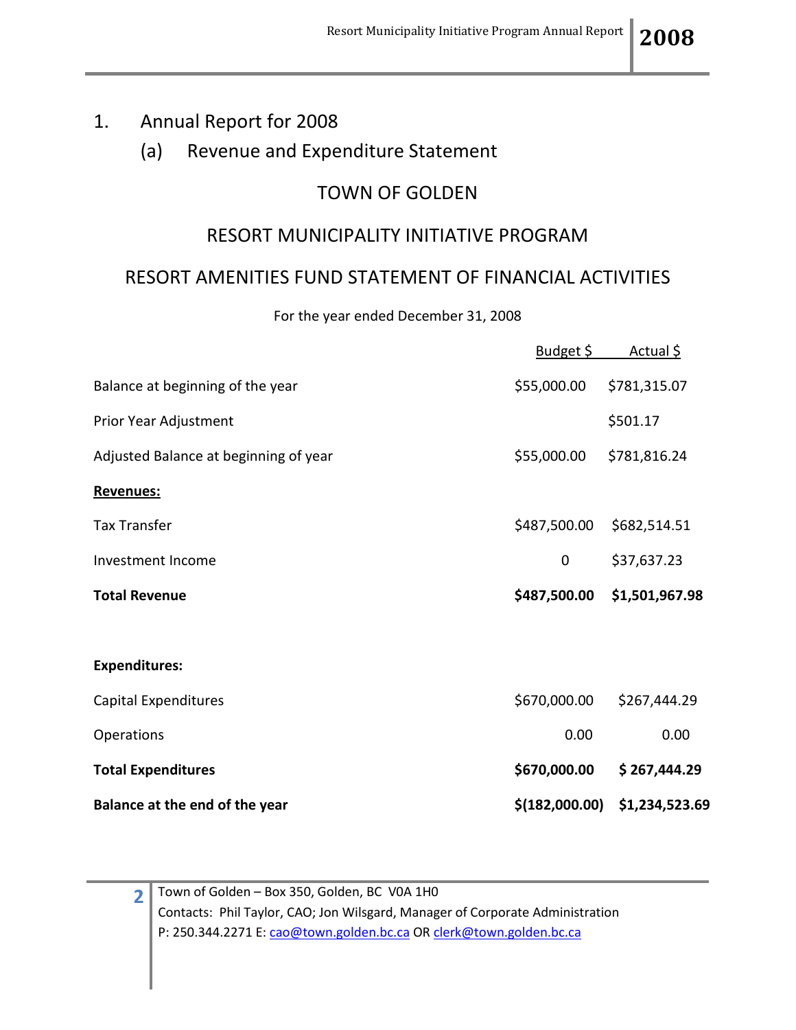# 1. Annual Report for 2008

## (a) Revenue and Expenditure Statement

### TOWN OF GOLDEN

### RESORT MUNICIPALITY INITIATIVE PROGRAM

### RESORT AMENITIES FUND STATEMENT OF FINANCIAL ACTIVITIES

For the year ended December 31, 2008

| | Budget $ | Actual $ |
|---|---|---|
| Balance at beginning of the year | $55,000.00 | $781,315.07 |
| Prior Year Adjustment | | $501.17 |
| Adjusted Balance at beginning of year | $55,000.00 | $781,816.24 |
| **Revenues:** | | |
| Tax Transfer | $487,500.00 | $682,514.51 |
| Investment Income | 0 | $37,637.23 |
| **Total Revenue** | **$487,500.00** | **$1,501,967.98** |
| **Expenditures:** | | |
| Capital Expenditures | $670,000.00 | $267,444.29 |
| Operations | 0.00 | 0.00 |
| **Total Expenditures** | **$670,000.00** | **$ 267,444.29** |
| **Balance at the end of the year** | **$(182,000.00)** | **$1,234,523.69** |

Town of Golden – Box 350, Golden, BC V0A 1H0
Contacts: Phil Taylor, CAO; Jon Wilsgard, Manager of Corporate Administration
P: 250.344.2271 E: cao@town.golden.bc.ca OR clerk@town.golden.bc.ca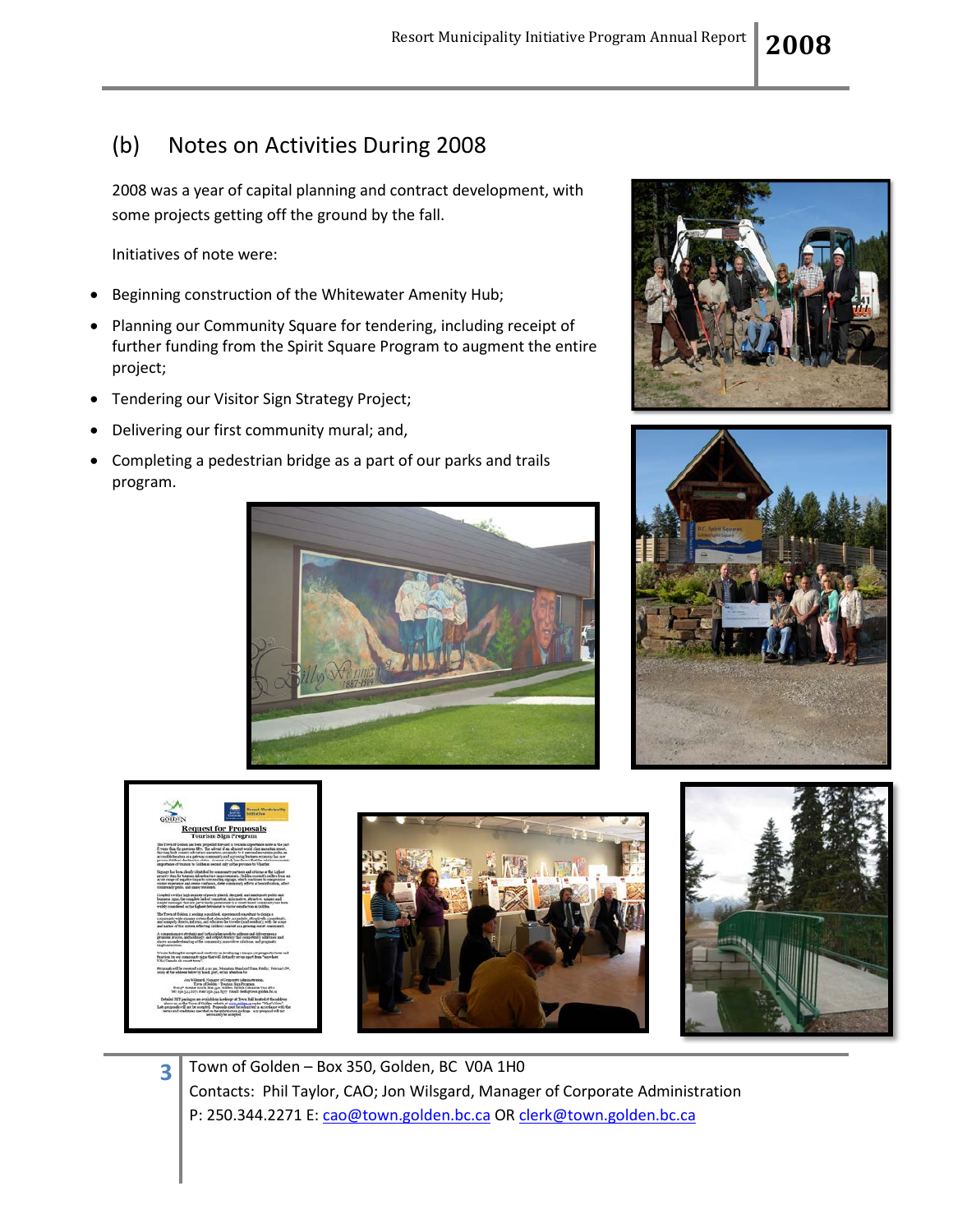## (b) Notes on Activities During 2008

2008 was a year of capital planning and contract development, with some projects getting off the ground by the fall.

Initiatives of note were:

- Beginning construction of the Whitewater Amenity Hub;
- Planning our Community Square for tendering, including receipt of further funding from the Spirit Square Program to augment the entire project;
- Tendering our Visitor Sign Strategy Project;
- Delivering our first community mural; and,
- Completing a pedestrian bridge as a part of our parks and trails program.

Town of Golden – Box 350, Golden, BC V0A 1H0
Contacts: Phil Taylor, CAO; Jon Wilsgard, Manager of Corporate Administration
P: 250.344.2271 E: cao@town.golden.bc.ca OR clerk@town.golden.bc.ca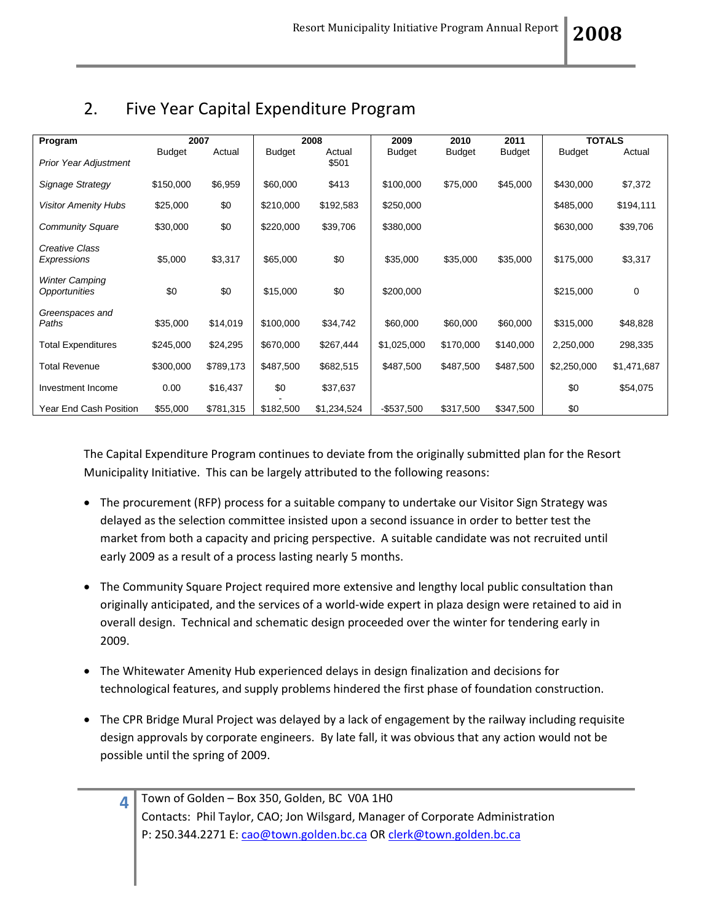## 2. Five Year Capital Expenditure Program

| Program | 2007 | | 2008 | | 2009 | 2010 | 2011 | TOTALS | |
|---|---|---|---|---|---|---|---|---|---|
| | Budget | Actual | Budget | Actual | Budget | Budget | Budget | Budget | Actual |
| *Prior Year Adjustment* | | | | $501 | | | | | |
| *Signage Strategy* | $150,000 | $6,959 | $60,000 | $413 | $100,000 | $75,000 | $45,000 | $430,000 | $7,372 |
| *Visitor Amenity Hubs* | $25,000 | $0 | $210,000 | $192,583 | $250,000 | | | $485,000 | $194,111 |
| *Community Square* | $30,000 | $0 | $220,000 | $39,706 | $380,000 | | | $630,000 | $39,706 |
| *Creative Class Expressions* | $5,000 | $3,317 | $65,000 | $0 | $35,000 | $35,000 | $35,000 | $175,000 | $3,317 |
| *Winter Camping Opportunities* | $0 | $0 | $15,000 | $0 | $200,000 | | | $215,000 | 0 |
| *Greenspaces and Paths* | $35,000 | $14,019 | $100,000 | $34,742 | $60,000 | $60,000 | $60,000 | $315,000 | $48,828 |
| Total Expenditures | $245,000 | $24,295 | $670,000 | $267,444 | $1,025,000 | $170,000 | $140,000 | 2,250,000 | 298,335 |
| Total Revenue | $300,000 | $789,173 | $487,500 | $682,515 | $487,500 | $487,500 | $487,500 | $2,250,000 | $1,471,687 |
| Investment Income | 0.00 | $16,437 | $0 | $37,637 | | | | $0 | $54,075 |
| Year End Cash Position | $55,000 | $781,315 | -$182,500 | $1,234,524 | -$537,500 | $317,500 | $347,500 | $0 | |

The Capital Expenditure Program continues to deviate from the originally submitted plan for the Resort Municipality Initiative. This can be largely attributed to the following reasons:

- The procurement (RFP) process for a suitable company to undertake our Visitor Sign Strategy was delayed as the selection committee insisted upon a second issuance in order to better test the market from both a capacity and pricing perspective. A suitable candidate was not recruited until early 2009 as a result of a process lasting nearly 5 months.

- The Community Square Project required more extensive and lengthy local public consultation than originally anticipated, and the services of a world-wide expert in plaza design were retained to aid in overall design. Technical and schematic design proceeded over the winter for tendering early in 2009.

- The Whitewater Amenity Hub experienced delays in design finalization and decisions for technological features, and supply problems hindered the first phase of foundation construction.

- The CPR Bridge Mural Project was delayed by a lack of engagement by the railway including requisite design approvals by corporate engineers. By late fall, it was obvious that any action would not be possible until the spring of 2009.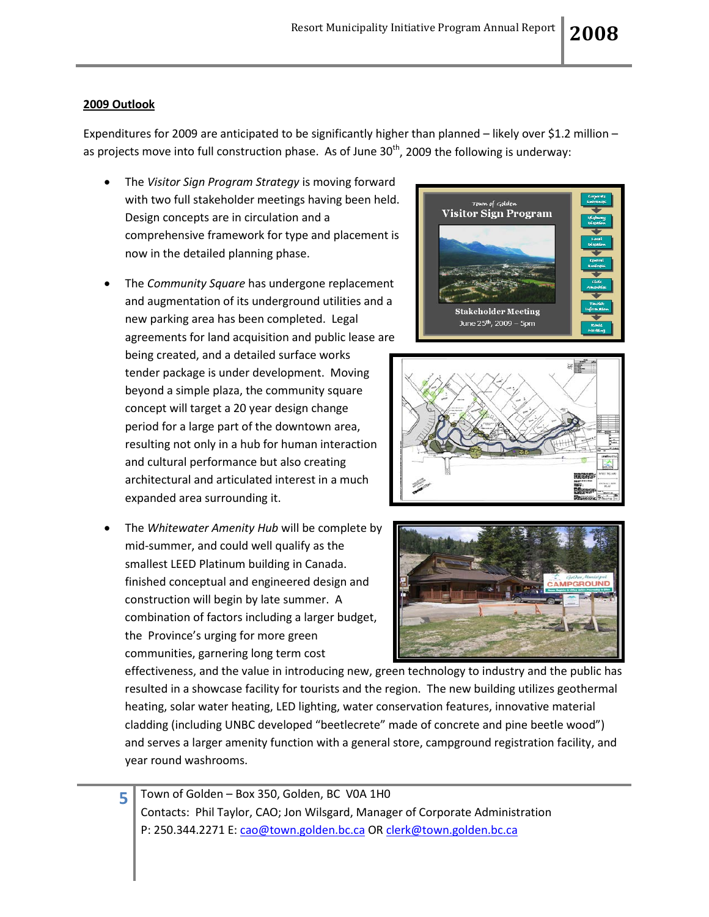## 2009 Outlook

Expenditures for 2009 are anticipated to be significantly higher than planned – likely over $1.2 million – as projects move into full construction phase. As of June 30th, 2009 the following is underway:

- The *Visitor Sign Program Strategy* is moving forward with two full stakeholder meetings having been held. Design concepts are in circulation and a comprehensive framework for type and placement is now in the detailed planning phase.
- The *Community Square* has undergone replacement and augmentation of its underground utilities and a new parking area has been completed. Legal agreements for land acquisition and public lease are being created, and a detailed surface works tender package is under development. Moving beyond a simple plaza, the community square concept will target a 20 year design change period for a large part of the downtown area, resulting not only in a hub for human interaction and cultural performance but also creating architectural and articulated interest in a much expanded area surrounding it.
- The *Whitewater Amenity Hub* will be complete by mid-summer, and could well qualify as the smallest LEED Platinum building in Canada. finished conceptual and engineered design and construction will begin by late summer. A combination of factors including a larger budget, the Province's urging for more green communities, garnering long term cost effectiveness, and the value in introducing new, green technology to industry and the public has resulted in a showcase facility for tourists and the region. The new building utilizes geothermal heating, solar water heating, LED lighting, water conservation features, innovative material cladding (including UNBC developed "beetlecrete" made of concrete and pine beetle wood") and serves a larger amenity function with a general store, campground registration facility, and year round washrooms.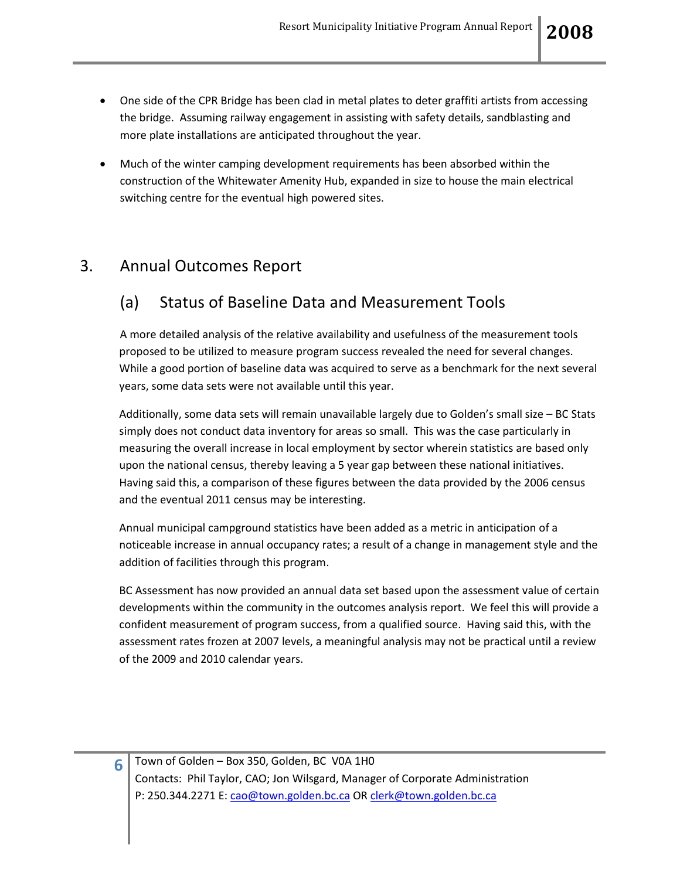- One side of the CPR Bridge has been clad in metal plates to deter graffiti artists from accessing the bridge. Assuming railway engagement in assisting with safety details, sandblasting and more plate installations are anticipated throughout the year.

- Much of the winter camping development requirements has been absorbed within the construction of the Whitewater Amenity Hub, expanded in size to house the main electrical switching centre for the eventual high powered sites.

# 3. Annual Outcomes Report

## (a) Status of Baseline Data and Measurement Tools

A more detailed analysis of the relative availability and usefulness of the measurement tools proposed to be utilized to measure program success revealed the need for several changes. While a good portion of baseline data was acquired to serve as a benchmark for the next several years, some data sets were not available until this year.

Additionally, some data sets will remain unavailable largely due to Golden's small size – BC Stats simply does not conduct data inventory for areas so small. This was the case particularly in measuring the overall increase in local employment by sector wherein statistics are based only upon the national census, thereby leaving a 5 year gap between these national initiatives. Having said this, a comparison of these figures between the data provided by the 2006 census and the eventual 2011 census may be interesting.

Annual municipal campground statistics have been added as a metric in anticipation of a noticeable increase in annual occupancy rates; a result of a change in management style and the addition of facilities through this program.

BC Assessment has now provided an annual data set based upon the assessment value of certain developments within the community in the outcomes analysis report. We feel this will provide a confident measurement of program success, from a qualified source. Having said this, with the assessment rates frozen at 2007 levels, a meaningful analysis may not be practical until a review of the 2009 and 2010 calendar years.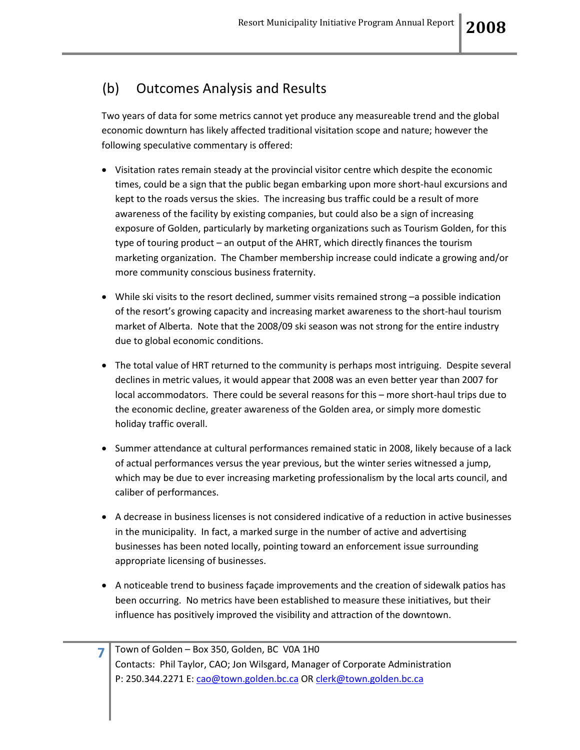## (b) Outcomes Analysis and Results

Two years of data for some metrics cannot yet produce any measureable trend and the global economic downturn has likely affected traditional visitation scope and nature; however the following speculative commentary is offered:

- Visitation rates remain steady at the provincial visitor centre which despite the economic times, could be a sign that the public began embarking upon more short-haul excursions and kept to the roads versus the skies. The increasing bus traffic could be a result of more awareness of the facility by existing companies, but could also be a sign of increasing exposure of Golden, particularly by marketing organizations such as Tourism Golden, for this type of touring product – an output of the AHRT, which directly finances the tourism marketing organization. The Chamber membership increase could indicate a growing and/or more community conscious business fraternity.

- While ski visits to the resort declined, summer visits remained strong –a possible indication of the resort's growing capacity and increasing market awareness to the short-haul tourism market of Alberta. Note that the 2008/09 ski season was not strong for the entire industry due to global economic conditions.

- The total value of HRT returned to the community is perhaps most intriguing. Despite several declines in metric values, it would appear that 2008 was an even better year than 2007 for local accommodators. There could be several reasons for this – more short-haul trips due to the economic decline, greater awareness of the Golden area, or simply more domestic holiday traffic overall.

- Summer attendance at cultural performances remained static in 2008, likely because of a lack of actual performances versus the year previous, but the winter series witnessed a jump, which may be due to ever increasing marketing professionalism by the local arts council, and caliber of performances.

- A decrease in business licenses is not considered indicative of a reduction in active businesses in the municipality. In fact, a marked surge in the number of active and advertising businesses has been noted locally, pointing toward an enforcement issue surrounding appropriate licensing of businesses.

- A noticeable trend to business façade improvements and the creation of sidewalk patios has been occurring. No metrics have been established to measure these initiatives, but their influence has positively improved the visibility and attraction of the downtown.